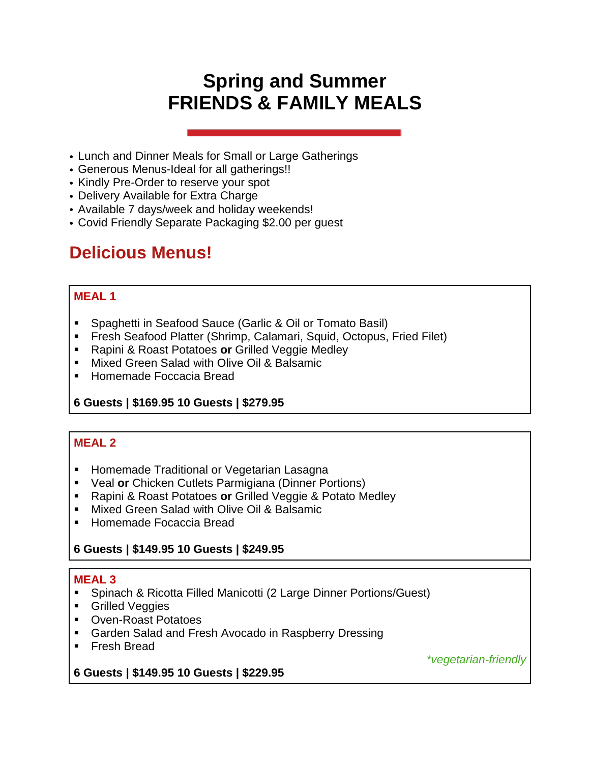# Spring and Summer
# FRIENDS & FAMILY MEALS

- Lunch and Dinner Meals for Small or Large Gatherings
- Generous Menus-Ideal for all gatherings!!
- Kindly Pre-Order to reserve your spot
- Delivery Available for Extra Charge
- Available 7 days/week and holiday weekends!
- Covid Friendly Separate Packaging $2.00 per guest

## Delicious Menus!

### MEAL 1

- Spaghetti in Seafood Sauce (Garlic & Oil or Tomato Basil)
- Fresh Seafood Platter (Shrimp, Calamari, Squid, Octopus, Fried Filet)
- Rapini & Roast Potatoes **or** Grilled Veggie Medley
- Mixed Green Salad with Olive Oil & Balsamic
- Homemade Foccacia Bread

**6 Guests | $169.95 10 Guests | $279.95**

### MEAL 2

- Homemade Traditional or Vegetarian Lasagna
- Veal **or** Chicken Cutlets Parmigiana (Dinner Portions)
- Rapini & Roast Potatoes **or** Grilled Veggie & Potato Medley
- Mixed Green Salad with Olive Oil & Balsamic
- Homemade Focaccia Bread

**6 Guests | $149.95 10 Guests | $249.95**

### MEAL 3

- Spinach & Ricotta Filled Manicotti (2 Large Dinner Portions/Guest)
- Grilled Veggies
- Oven-Roast Potatoes
- Garden Salad and Fresh Avocado in Raspberry Dressing
- Fresh Bread

*\*vegetarian-friendly*

**6 Guests | $149.95 10 Guests | $229.95**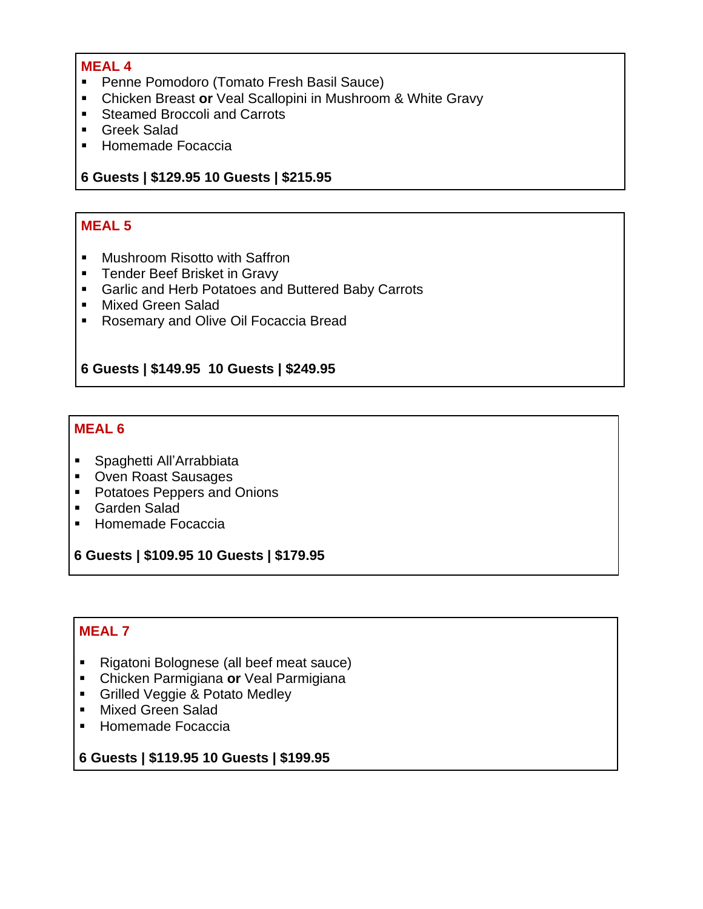## MEAL 4

- Penne Pomodoro (Tomato Fresh Basil Sauce)
- Chicken Breast **or** Veal Scallopini in Mushroom & White Gravy
- Steamed Broccoli and Carrots
- Greek Salad
- Homemade Focaccia

**6 Guests | $129.95 10 Guests | $215.95**

## MEAL 5

- Mushroom Risotto with Saffron
- Tender Beef Brisket in Gravy
- Garlic and Herb Potatoes and Buttered Baby Carrots
- Mixed Green Salad
- Rosemary and Olive Oil Focaccia Bread

**6 Guests | $149.95 10 Guests | $249.95**

## MEAL 6

- Spaghetti All'Arrabbiata
- Oven Roast Sausages
- Potatoes Peppers and Onions
- Garden Salad
- Homemade Focaccia

**6 Guests | $109.95 10 Guests | $179.95**

## MEAL 7

- Rigatoni Bolognese (all beef meat sauce)
- Chicken Parmigiana **or** Veal Parmigiana
- Grilled Veggie & Potato Medley
- Mixed Green Salad
- Homemade Focaccia

**6 Guests | $119.95 10 Guests | $199.95**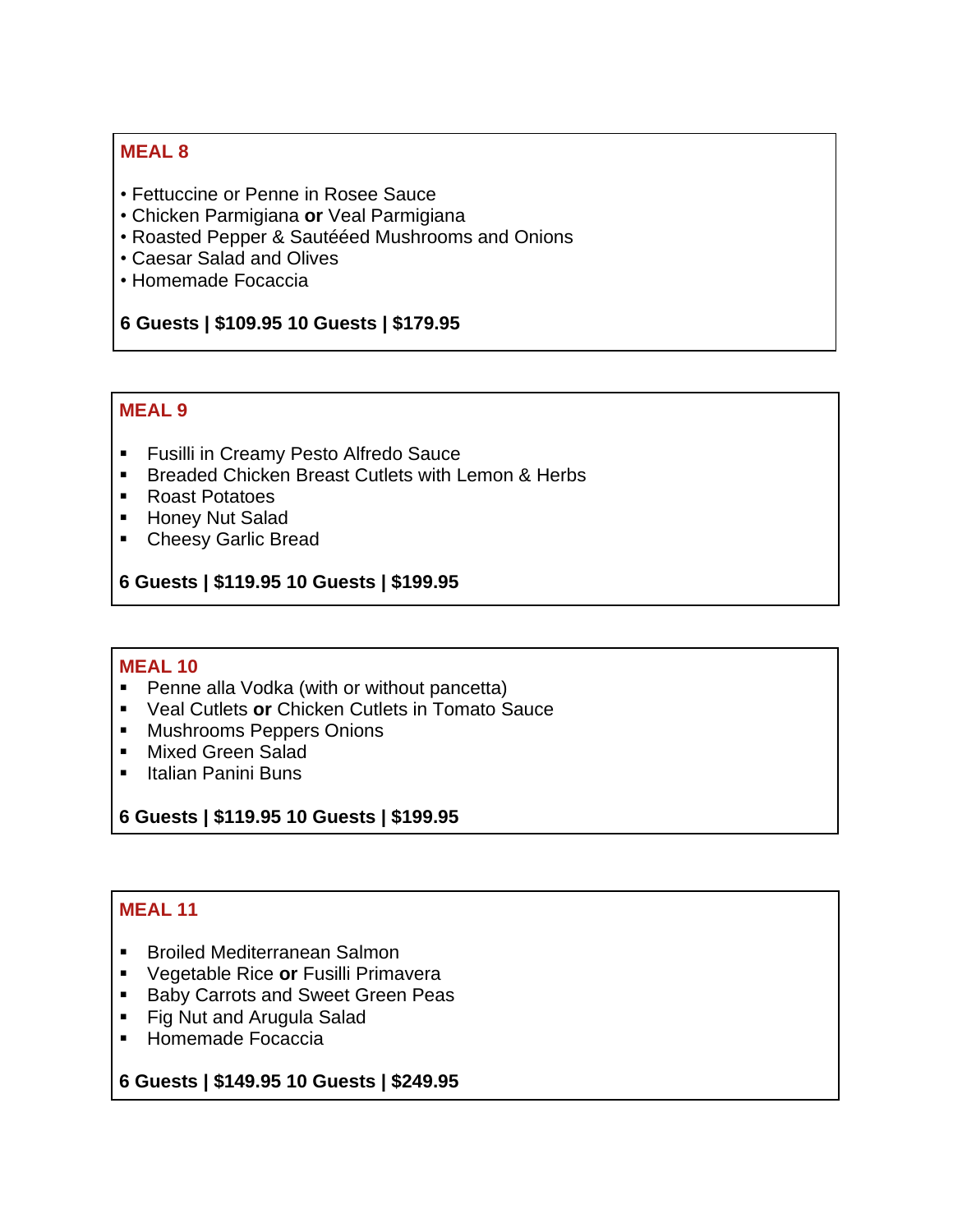## MEAL 8

- Fettuccine or Penne in Rosee Sauce
- Chicken Parmigiana **or** Veal Parmigiana
- Roasted Pepper & Sautééed Mushrooms and Onions
- Caesar Salad and Olives
- Homemade Focaccia

**6 Guests | $109.95 10 Guests | $179.95**

## MEAL 9

- Fusilli in Creamy Pesto Alfredo Sauce
- Breaded Chicken Breast Cutlets with Lemon & Herbs
- Roast Potatoes
- Honey Nut Salad
- Cheesy Garlic Bread

**6 Guests | $119.95 10 Guests | $199.95**

## MEAL 10

- Penne alla Vodka (with or without pancetta)
- Veal Cutlets **or** Chicken Cutlets in Tomato Sauce
- Mushrooms Peppers Onions
- Mixed Green Salad
- Italian Panini Buns

**6 Guests | $119.95 10 Guests | $199.95**

## MEAL 11

- Broiled Mediterranean Salmon
- Vegetable Rice **or** Fusilli Primavera
- Baby Carrots and Sweet Green Peas
- Fig Nut and Arugula Salad
- Homemade Focaccia

**6 Guests | $149.95 10 Guests | $249.95**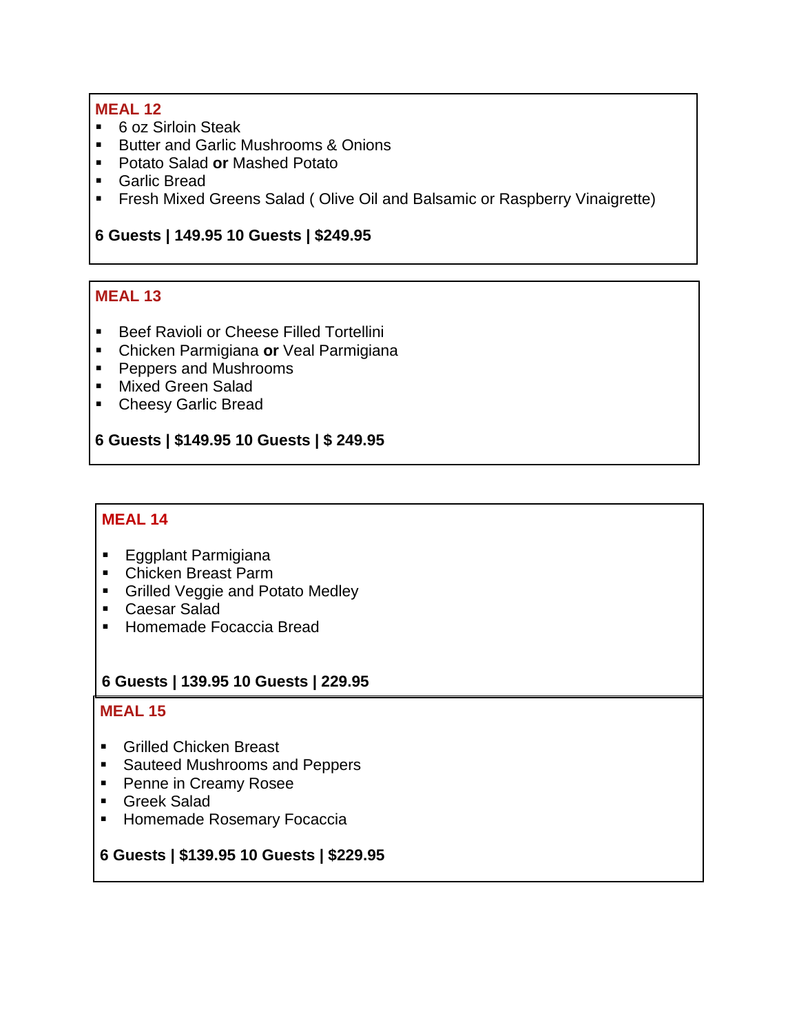## MEAL 12

- 6 oz Sirloin Steak
- Butter and Garlic Mushrooms & Onions
- Potato Salad **or** Mashed Potato
- Garlic Bread
- Fresh Mixed Greens Salad ( Olive Oil and Balsamic or Raspberry Vinaigrette)

**6 Guests | 149.95 10 Guests | $249.95**

## MEAL 13

- Beef Ravioli or Cheese Filled Tortellini
- Chicken Parmigiana **or** Veal Parmigiana
- Peppers and Mushrooms
- Mixed Green Salad
- Cheesy Garlic Bread

**6 Guests | $149.95 10 Guests | $ 249.95**

## MEAL 14

- Eggplant Parmigiana
- Chicken Breast Parm
- Grilled Veggie and Potato Medley
- Caesar Salad
- Homemade Focaccia Bread

**6 Guests | 139.95 10 Guests | 229.95**

## MEAL 15

- Grilled Chicken Breast
- Sauteed Mushrooms and Peppers
- Penne in Creamy Rosee
- Greek Salad
- Homemade Rosemary Focaccia

**6 Guests | $139.95 10 Guests | $229.95**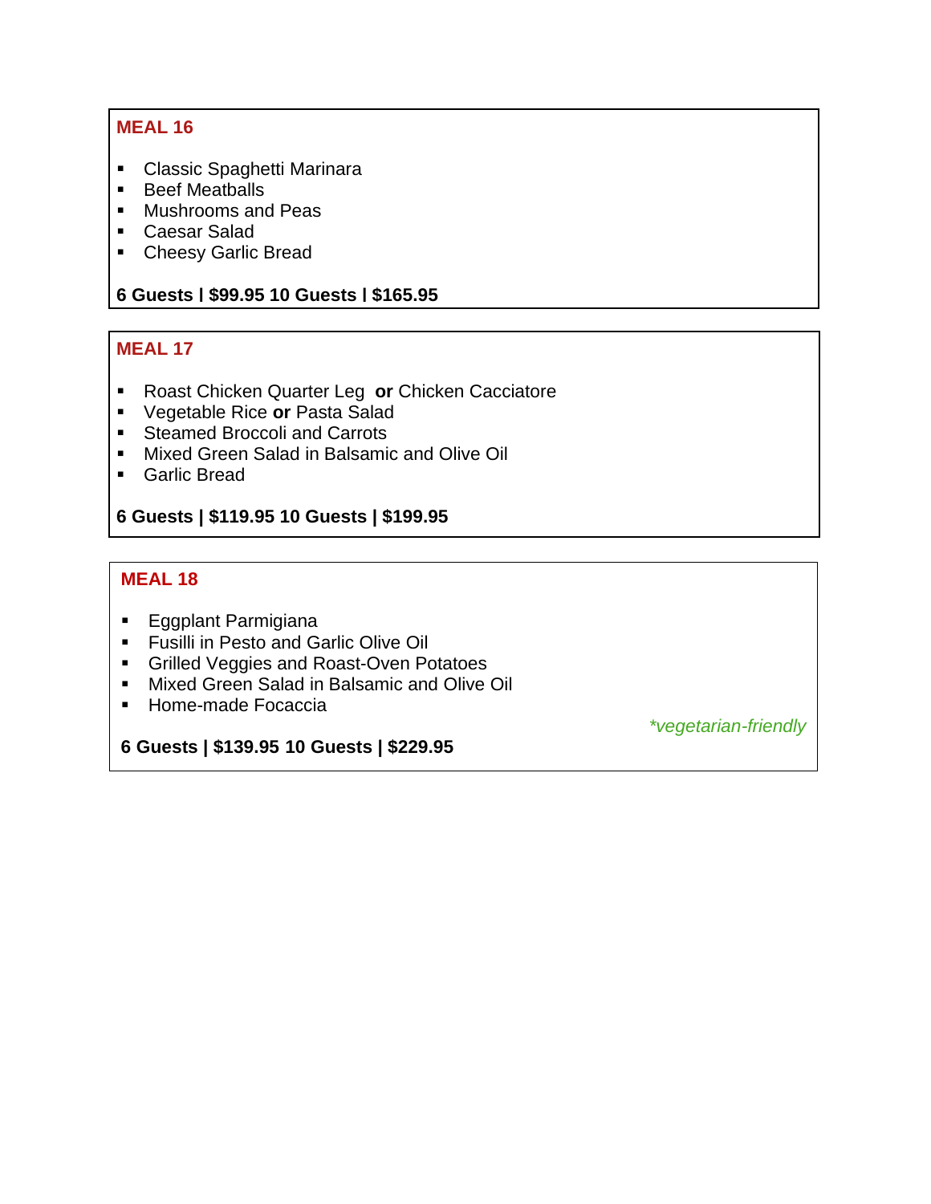## MEAL 16

- Classic Spaghetti Marinara
- Beef Meatballs
- Mushrooms and Peas
- Caesar Salad
- Cheesy Garlic Bread

**6 Guests | $99.95 10 Guests | $165.95**

## MEAL 17

- Roast Chicken Quarter Leg **or** Chicken Cacciatore
- Vegetable Rice **or** Pasta Salad
- Steamed Broccoli and Carrots
- Mixed Green Salad in Balsamic and Olive Oil
- Garlic Bread

**6 Guests | $119.95 10 Guests | $199.95**

## MEAL 18

- Eggplant Parmigiana
- Fusilli in Pesto and Garlic Olive Oil
- Grilled Veggies and Roast-Oven Potatoes
- Mixed Green Salad in Balsamic and Olive Oil
- Home-made Focaccia

*\*vegetarian-friendly*

**6 Guests | $139.95 10 Guests | $229.95**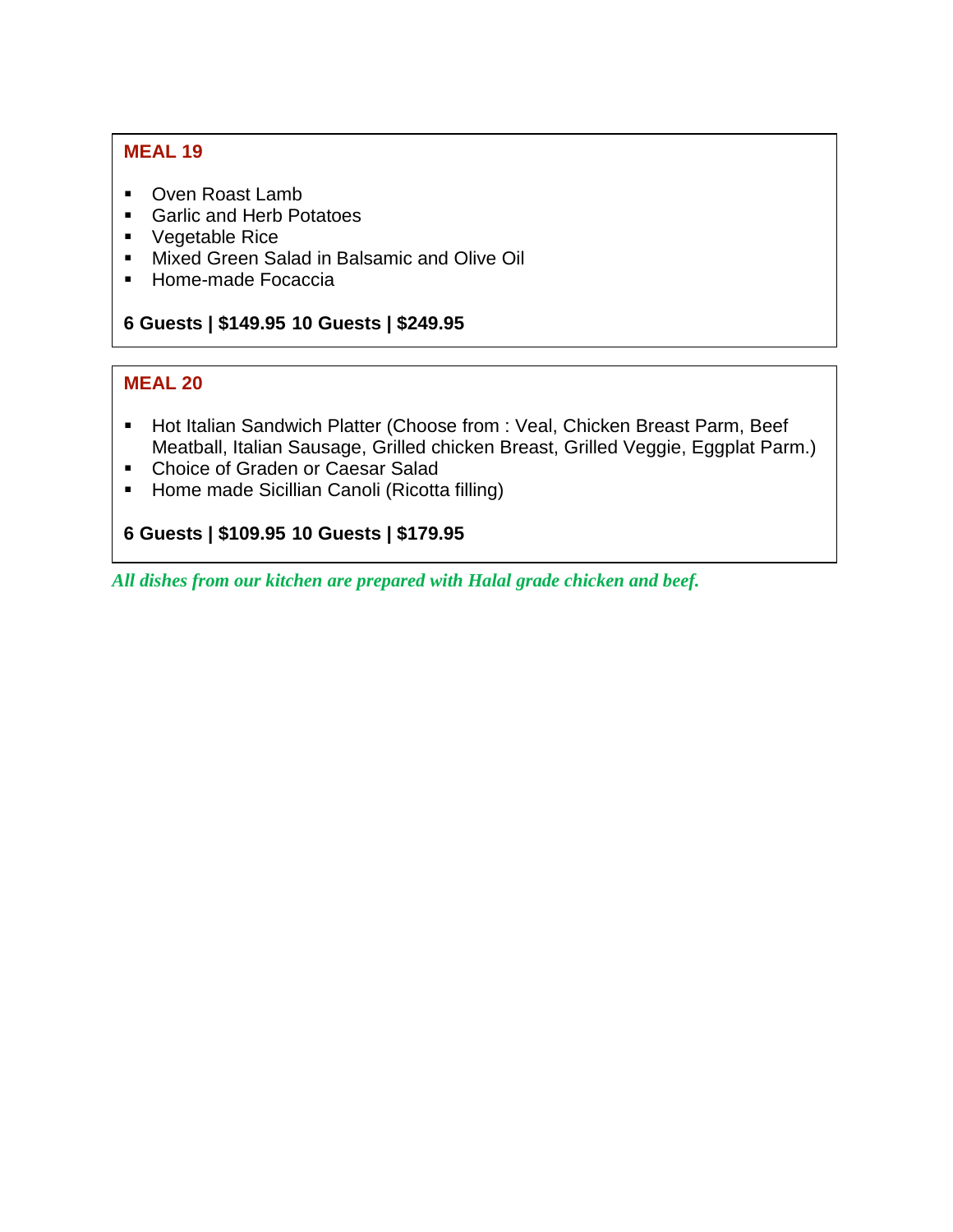## MEAL 19

- Oven Roast Lamb
- Garlic and Herb Potatoes
- Vegetable Rice
- Mixed Green Salad in Balsamic and Olive Oil
- Home-made Focaccia

**6 Guests | $149.95 10 Guests | $249.95**

## MEAL 20

- Hot Italian Sandwich Platter (Choose from : Veal, Chicken Breast Parm, Beef Meatball, Italian Sausage, Grilled chicken Breast, Grilled Veggie, Eggplat Parm.)
- Choice of Graden or Caesar Salad
- Home made Sicillian Canoli (Ricotta filling)

**6 Guests | $109.95 10 Guests | $179.95**

***All dishes from our kitchen are prepared with Halal grade chicken and beef.***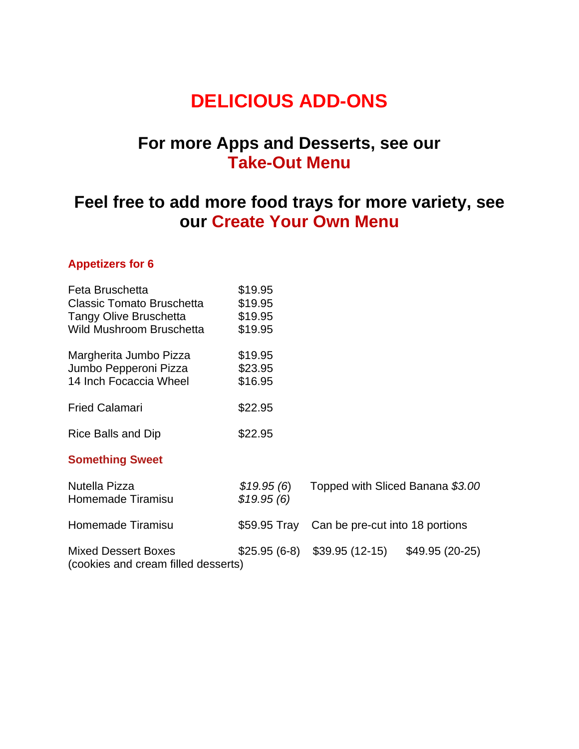# DELICIOUS ADD-ONS

## For more Apps and Desserts, see our **Take-Out Menu**

## Feel free to add more food trays for more variety, see our **Create Your Own Menu**

### Appetizers for 6

| Item | Price |
|---|---|
| Feta Bruschetta | $19.95 |
| Classic Tomato Bruschetta | $19.95 |
| Tangy Olive Bruschetta | $19.95 |
| Wild Mushroom Bruschetta | $19.95 |
| Margherita Jumbo Pizza | $19.95 |
| Jumbo Pepperoni Pizza | $23.95 |
| 14 Inch Focaccia Wheel | $16.95 |
| Fried Calamari | $22.95 |
| Rice Balls and Dip | $22.95 |

### Something Sweet

| Item | Price | | |
|---|---|---|---|
| Nutella Pizza | *$19.95 (6)* | Topped with Sliced Banana *$3.00* | |
| Homemade Tiramisu | *$19.95 (6)* | | |
| Homemade Tiramisu | $59.95 Tray | Can be pre-cut into 18 portions | |
| Mixed Dessert Boxes (cookies and cream filled desserts) | $25.95 (6-8) | $39.95 (12-15) | $49.95 (20-25) |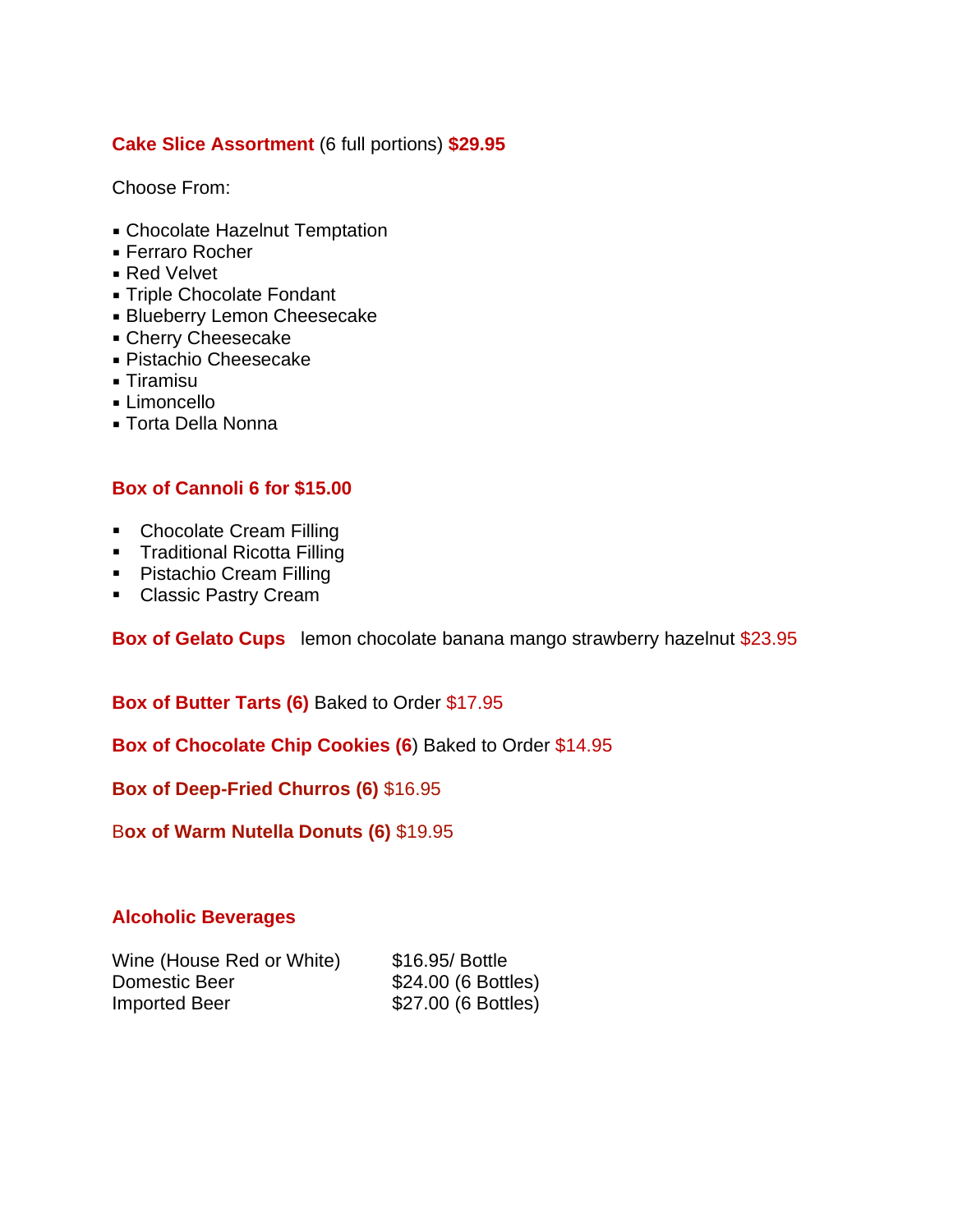**Cake Slice Assortment** (6 full portions) **$29.95**

Choose From:

- Chocolate Hazelnut Temptation
- Ferraro Rocher
- Red Velvet
- Triple Chocolate Fondant
- Blueberry Lemon Cheesecake
- Cherry Cheesecake
- Pistachio Cheesecake
- Tiramisu
- Limoncello
- Torta Della Nonna

**Box of Cannoli 6 for $15.00**

- Chocolate Cream Filling
- Traditional Ricotta Filling
- Pistachio Cream Filling
- Classic Pastry Cream

**Box of Gelato Cups** lemon chocolate banana mango strawberry hazelnut $23.95

**Box of Butter Tarts (6)** Baked to Order $17.95

**Box of Chocolate Chip Cookies (6)** Baked to Order $14.95

**Box of Deep-Fried Churros (6)** $16.95

B**ox of Warm Nutella Donuts (6)** $19.95

**Alcoholic Beverages**

| | |
|---|---|
| Wine (House Red or White) | $16.95/ Bottle |
| Domestic Beer | $24.00 (6 Bottles) |
| Imported Beer | $27.00 (6 Bottles) |